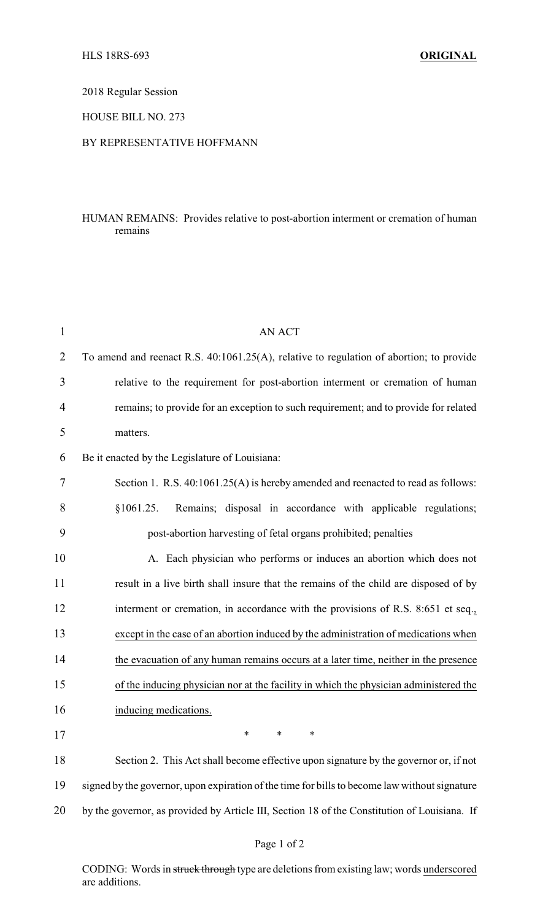HLS 18RS-693 **ORIGINAL**

2018 Regular Session

HOUSE BILL NO. 273

BY REPRESENTATIVE HOFFMANN

HUMAN REMAINS: Provides relative to post-abortion interment or cremation of human remains

AN ACT

To amend and reenact R.S. 40:1061.25(A), relative to regulation of abortion; to provide relative to the requirement for post-abortion interment or cremation of human remains; to provide for an exception to such requirement; and to provide for related matters.

Be it enacted by the Legislature of Louisiana:

Section 1. R.S. 40:1061.25(A) is hereby amended and reenacted to read as follows:

§1061.25. Remains; disposal in accordance with applicable regulations; post-abortion harvesting of fetal organs prohibited; penalties

A. Each physician who performs or induces an abortion which does not result in a live birth shall insure that the remains of the child are disposed of by interment or cremation, in accordance with the provisions of R.S. 8:651 et seq.<u>, except in the case of an abortion induced by the administration of medications when the evacuation of any human remains occurs at a later time, neither in the presence of the inducing physician nor at the facility in which the physician administered the inducing medications.</u>

\* \* \*

Section 2. This Act shall become effective upon signature by the governor or, if not signed by the governor, upon expiration of the time for bills to become law without signature by the governor, as provided by Article III, Section 18 of the Constitution of Louisiana. If

CODING: Words in ~~struck through~~ type are deletions from existing law; words <u>underscored</u> are additions.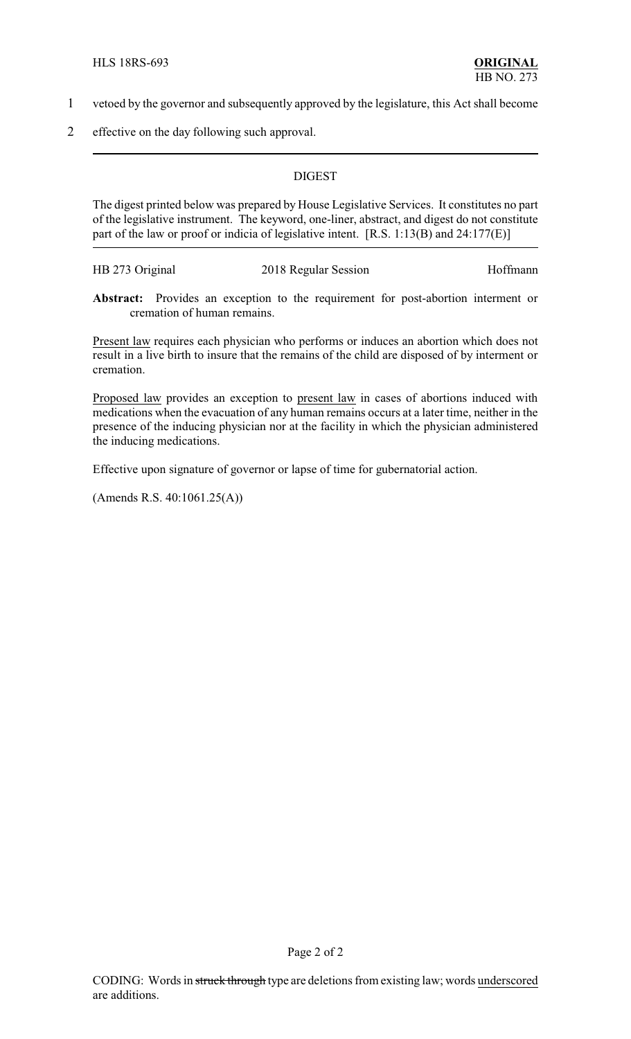1 vetoed by the governor and subsequently approved by the legislature, this Act shall become

2 effective on the day following such approval.

---

## DIGEST

The digest printed below was prepared by House Legislative Services. It constitutes no part of the legislative instrument. The keyword, one-liner, abstract, and digest do not constitute part of the law or proof or indicia of legislative intent. [R.S. 1:13(B) and 24:177(E)]

---

HB 273 Original 2018 Regular Session Hoffmann

**Abstract:** Provides an exception to the requirement for post-abortion interment or cremation of human remains.

Present law requires each physician who performs or induces an abortion which does not result in a live birth to insure that the remains of the child are disposed of by interment or cremation.

Proposed law provides an exception to present law in cases of abortions induced with medications when the evacuation of any human remains occurs at a later time, neither in the presence of the inducing physician nor at the facility in which the physician administered the inducing medications.

Effective upon signature of governor or lapse of time for gubernatorial action.

(Amends R.S. 40:1061.25(A))

CODING: Words in struck through type are deletions from existing law; words underscored are additions.